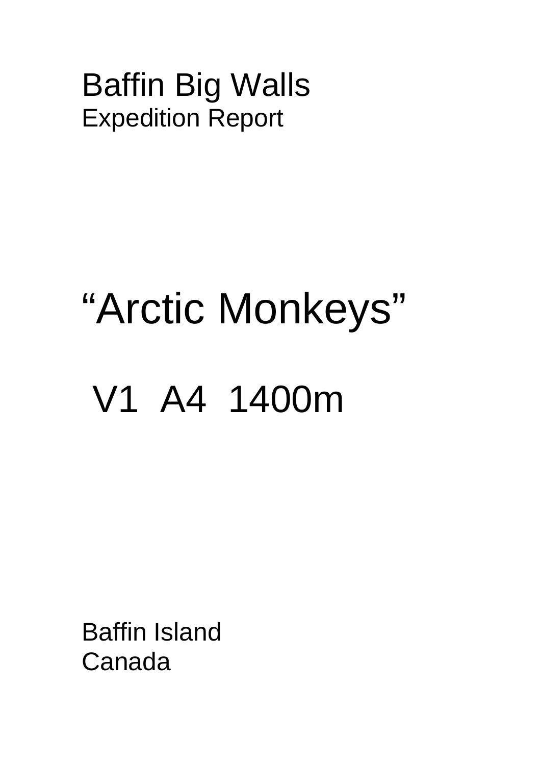# Baffin Big Walls

Expedition Report

# "Arctic Monkeys"

## V1 A4 1400m

Baffin Island
Canada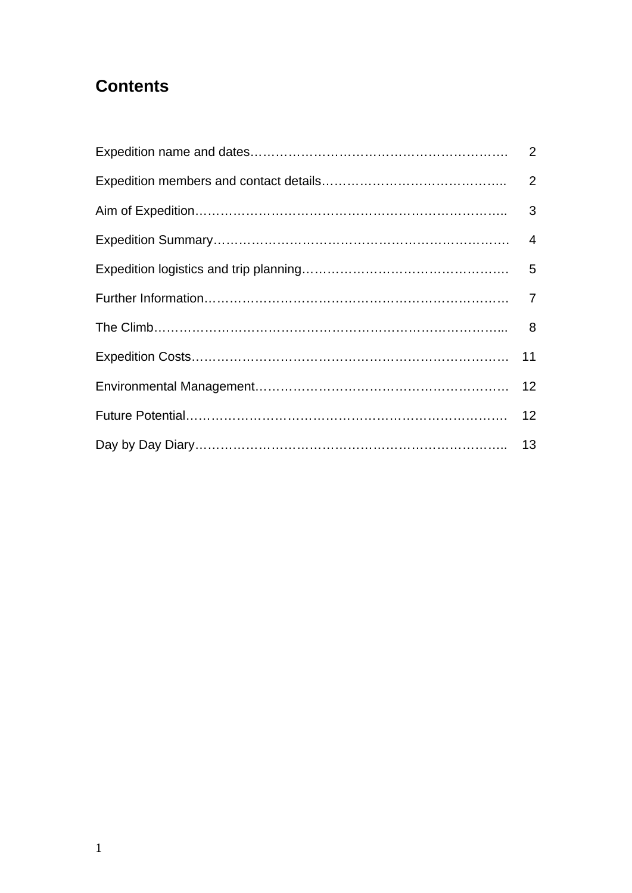# Contents

| | |
|---|---|
| Expedition name and dates | 2 |
| Expedition members and contact details | 2 |
| Aim of Expedition | 3 |
| Expedition Summary | 4 |
| Expedition logistics and trip planning | 5 |
| Further Information | 7 |
| The Climb | 8 |
| Expedition Costs | 11 |
| Environmental Management | 12 |
| Future Potential | 12 |
| Day by Day Diary | 13 |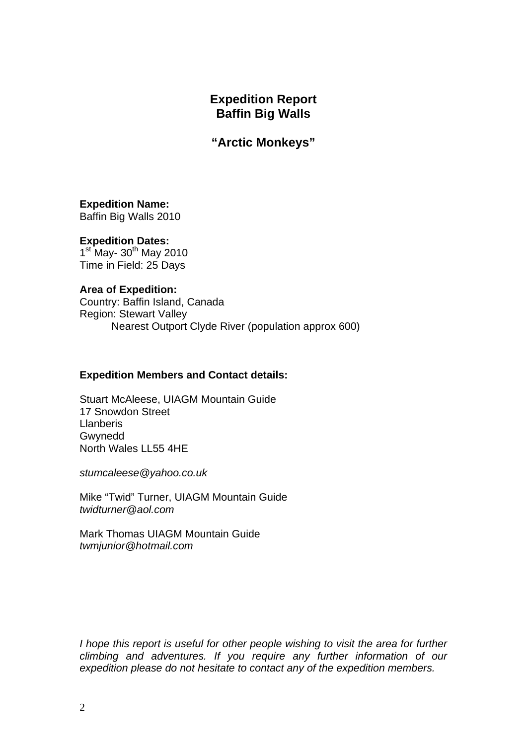# Expedition Report
# Baffin Big Walls

## "Arctic Monkeys"

**Expedition Name:**
Baffin Big Walls 2010

**Expedition Dates:**
1st May- 30th May 2010
Time in Field: 25 Days

**Area of Expedition:**
Country: Baffin Island, Canada
Region: Stewart Valley
Nearest Outport Clyde River (population approx 600)

**Expedition Members and Contact details:**

Stuart McAleese, UIAGM Mountain Guide
17 Snowdon Street
Llanberis
Gwynedd
North Wales LL55 4HE

*stumcaleese@yahoo.co.uk*

Mike "Twid" Turner, UIAGM Mountain Guide
*twidturner@aol.com*

Mark Thomas UIAGM Mountain Guide
*twmjunior@hotmail.com*

*I hope this report is useful for other people wishing to visit the area for further climbing and adventures. If you require any further information of our expedition please do not hesitate to contact any of the expedition members.*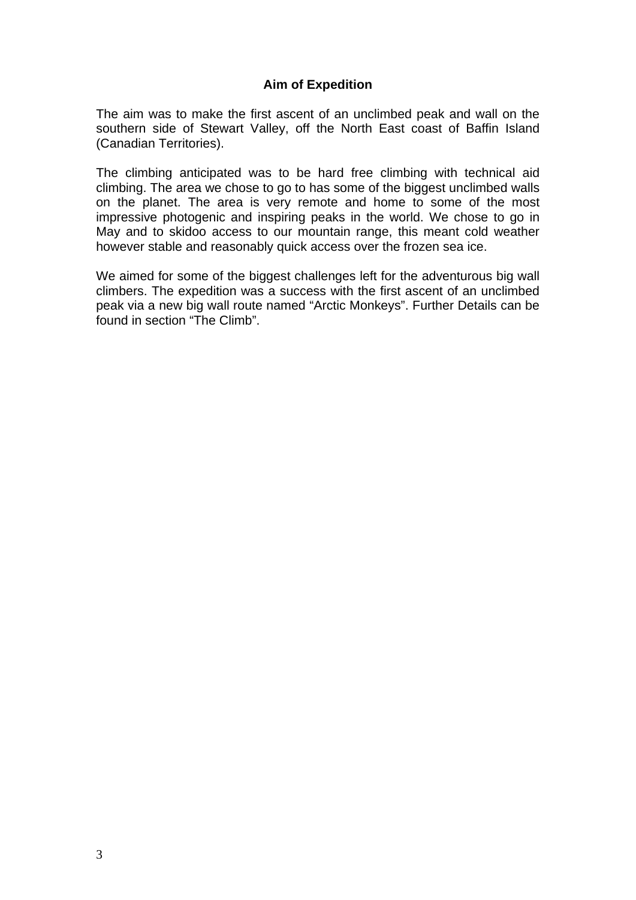## Aim of Expedition

The aim was to make the first ascent of an unclimbed peak and wall on the southern side of Stewart Valley, off the North East coast of Baffin Island (Canadian Territories).

The climbing anticipated was to be hard free climbing with technical aid climbing. The area we chose to go to has some of the biggest unclimbed walls on the planet. The area is very remote and home to some of the most impressive photogenic and inspiring peaks in the world. We chose to go in May and to skidoo access to our mountain range, this meant cold weather however stable and reasonably quick access over the frozen sea ice.

We aimed for some of the biggest challenges left for the adventurous big wall climbers. The expedition was a success with the first ascent of an unclimbed peak via a new big wall route named “Arctic Monkeys”. Further Details can be found in section “The Climb”.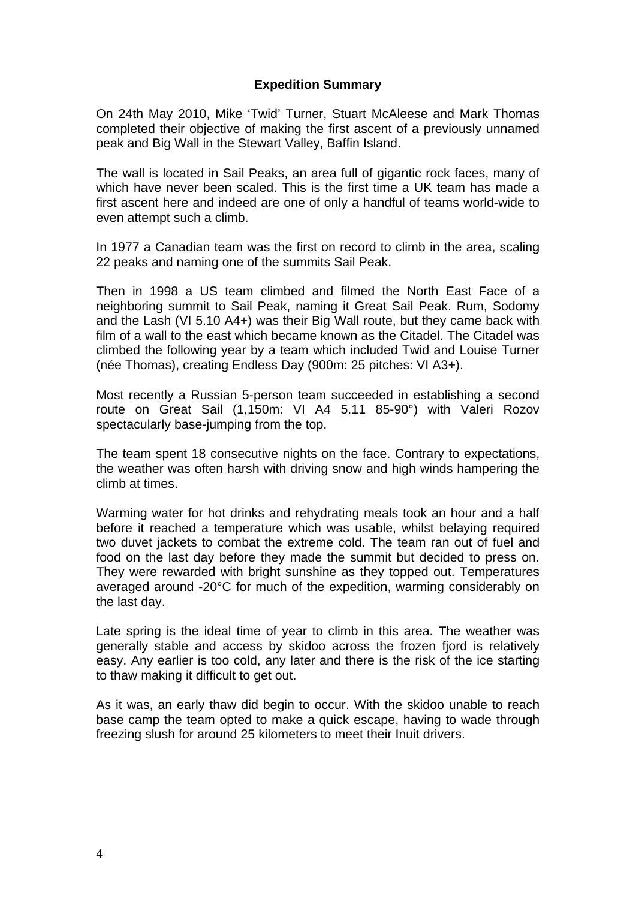## Expedition Summary

On 24th May 2010, Mike 'Twid' Turner, Stuart McAleese and Mark Thomas completed their objective of making the first ascent of a previously unnamed peak and Big Wall in the Stewart Valley, Baffin Island.

The wall is located in Sail Peaks, an area full of gigantic rock faces, many of which have never been scaled. This is the first time a UK team has made a first ascent here and indeed are one of only a handful of teams world-wide to even attempt such a climb.

In 1977 a Canadian team was the first on record to climb in the area, scaling 22 peaks and naming one of the summits Sail Peak.

Then in 1998 a US team climbed and filmed the North East Face of a neighboring summit to Sail Peak, naming it Great Sail Peak. Rum, Sodomy and the Lash (VI 5.10 A4+) was their Big Wall route, but they came back with film of a wall to the east which became known as the Citadel. The Citadel was climbed the following year by a team which included Twid and Louise Turner (née Thomas), creating Endless Day (900m: 25 pitches: VI A3+).

Most recently a Russian 5-person team succeeded in establishing a second route on Great Sail (1,150m: VI A4 5.11 85-90°) with Valeri Rozov spectacularly base-jumping from the top.

The team spent 18 consecutive nights on the face. Contrary to expectations, the weather was often harsh with driving snow and high winds hampering the climb at times.

Warming water for hot drinks and rehydrating meals took an hour and a half before it reached a temperature which was usable, whilst belaying required two duvet jackets to combat the extreme cold. The team ran out of fuel and food on the last day before they made the summit but decided to press on. They were rewarded with bright sunshine as they topped out. Temperatures averaged around -20°C for much of the expedition, warming considerably on the last day.

Late spring is the ideal time of year to climb in this area. The weather was generally stable and access by skidoo across the frozen fjord is relatively easy. Any earlier is too cold, any later and there is the risk of the ice starting to thaw making it difficult to get out.

As it was, an early thaw did begin to occur. With the skidoo unable to reach base camp the team opted to make a quick escape, having to wade through freezing slush for around 25 kilometers to meet their Inuit drivers.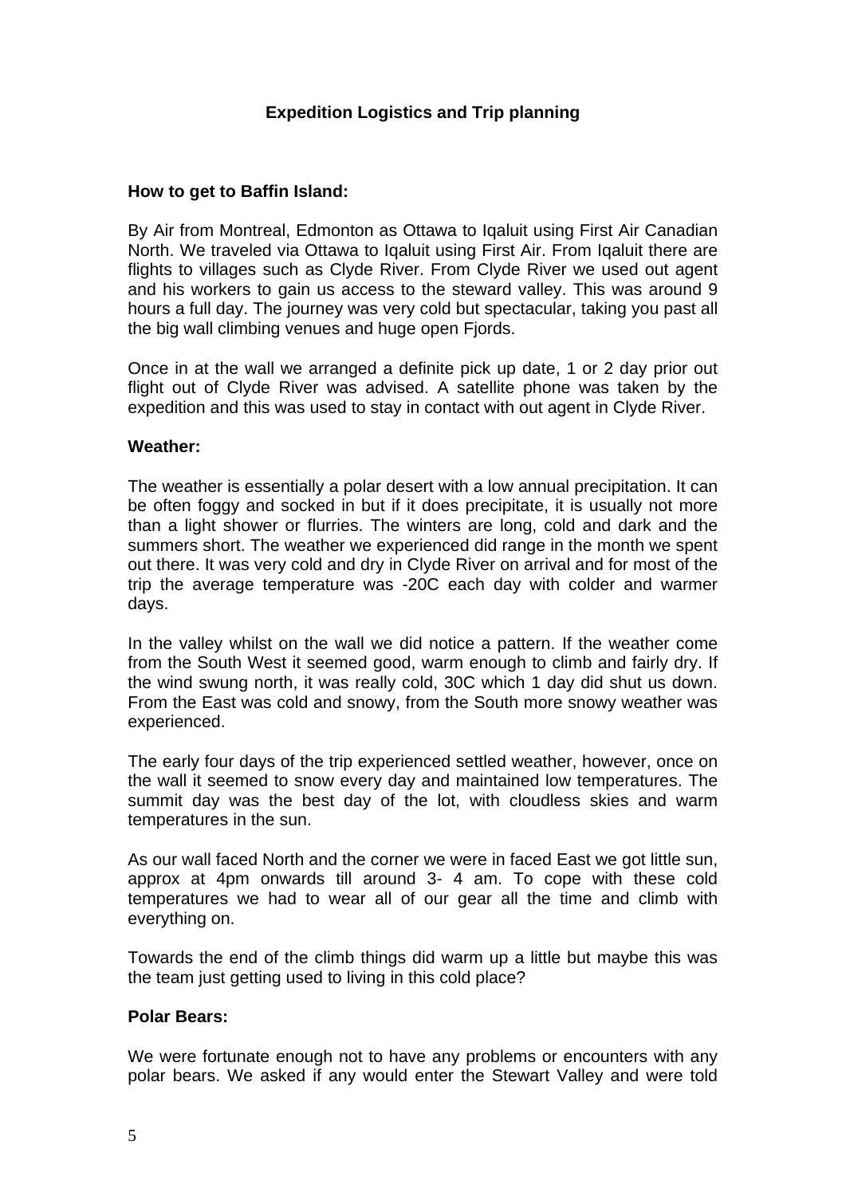## Expedition Logistics and Trip planning

### How to get to Baffin Island:

By Air from Montreal, Edmonton as Ottawa to Iqaluit using First Air Canadian North. We traveled via Ottawa to Iqaluit using First Air. From Iqaluit there are flights to villages such as Clyde River. From Clyde River we used out agent and his workers to gain us access to the steward valley. This was around 9 hours a full day. The journey was very cold but spectacular, taking you past all the big wall climbing venues and huge open Fjords.

Once in at the wall we arranged a definite pick up date, 1 or 2 day prior out flight out of Clyde River was advised. A satellite phone was taken by the expedition and this was used to stay in contact with out agent in Clyde River.

### Weather:

The weather is essentially a polar desert with a low annual precipitation. It can be often foggy and socked in but if it does precipitate, it is usually not more than a light shower or flurries. The winters are long, cold and dark and the summers short. The weather we experienced did range in the month we spent out there. It was very cold and dry in Clyde River on arrival and for most of the trip the average temperature was -20C each day with colder and warmer days.

In the valley whilst on the wall we did notice a pattern. If the weather come from the South West it seemed good, warm enough to climb and fairly dry. If the wind swung north, it was really cold, 30C which 1 day did shut us down. From the East was cold and snowy, from the South more snowy weather was experienced.

The early four days of the trip experienced settled weather, however, once on the wall it seemed to snow every day and maintained low temperatures. The summit day was the best day of the lot, with cloudless skies and warm temperatures in the sun.

As our wall faced North and the corner we were in faced East we got little sun, approx at 4pm onwards till around 3- 4 am. To cope with these cold temperatures we had to wear all of our gear all the time and climb with everything on.

Towards the end of the climb things did warm up a little but maybe this was the team just getting used to living in this cold place?

### Polar Bears:

We were fortunate enough not to have any problems or encounters with any polar bears. We asked if any would enter the Stewart Valley and were told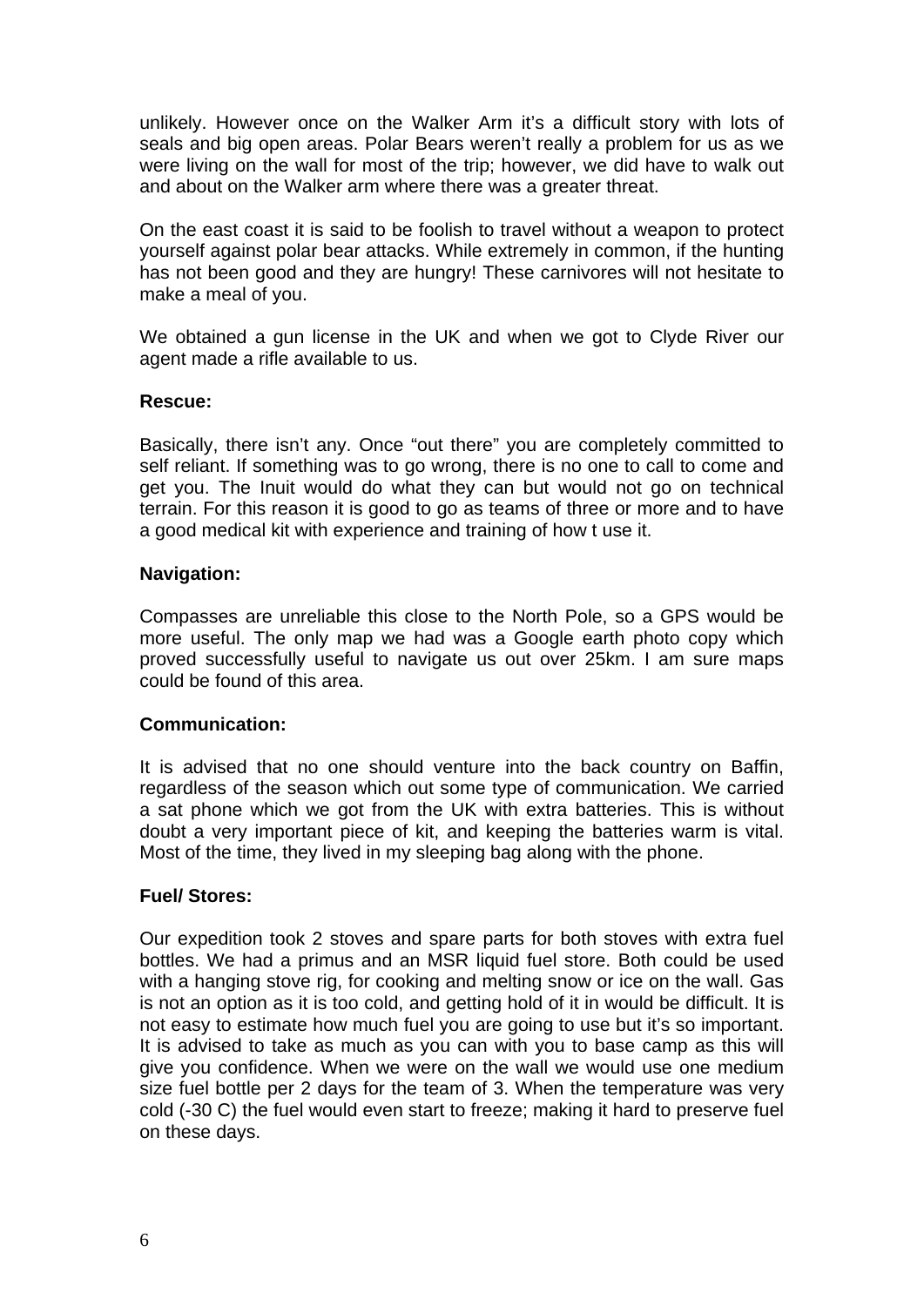unlikely. However once on the Walker Arm it's a difficult story with lots of seals and big open areas. Polar Bears weren't really a problem for us as we were living on the wall for most of the trip; however, we did have to walk out and about on the Walker arm where there was a greater threat.

On the east coast it is said to be foolish to travel without a weapon to protect yourself against polar bear attacks. While extremely in common, if the hunting has not been good and they are hungry! These carnivores will not hesitate to make a meal of you.

We obtained a gun license in the UK and when we got to Clyde River our agent made a rifle available to us.

**Rescue:**

Basically, there isn't any. Once "out there" you are completely committed to self reliant. If something was to go wrong, there is no one to call to come and get you. The Inuit would do what they can but would not go on technical terrain. For this reason it is good to go as teams of three or more and to have a good medical kit with experience and training of how t use it.

**Navigation:**

Compasses are unreliable this close to the North Pole, so a GPS would be more useful. The only map we had was a Google earth photo copy which proved successfully useful to navigate us out over 25km. I am sure maps could be found of this area.

**Communication:**

It is advised that no one should venture into the back country on Baffin, regardless of the season which out some type of communication. We carried a sat phone which we got from the UK with extra batteries. This is without doubt a very important piece of kit, and keeping the batteries warm is vital. Most of the time, they lived in my sleeping bag along with the phone.

**Fuel/ Stores:**

Our expedition took 2 stoves and spare parts for both stoves with extra fuel bottles. We had a primus and an MSR liquid fuel store. Both could be used with a hanging stove rig, for cooking and melting snow or ice on the wall. Gas is not an option as it is too cold, and getting hold of it in would be difficult. It is not easy to estimate how much fuel you are going to use but it's so important. It is advised to take as much as you can with you to base camp as this will give you confidence. When we were on the wall we would use one medium size fuel bottle per 2 days for the team of 3. When the temperature was very cold (-30 C) the fuel would even start to freeze; making it hard to preserve fuel on these days.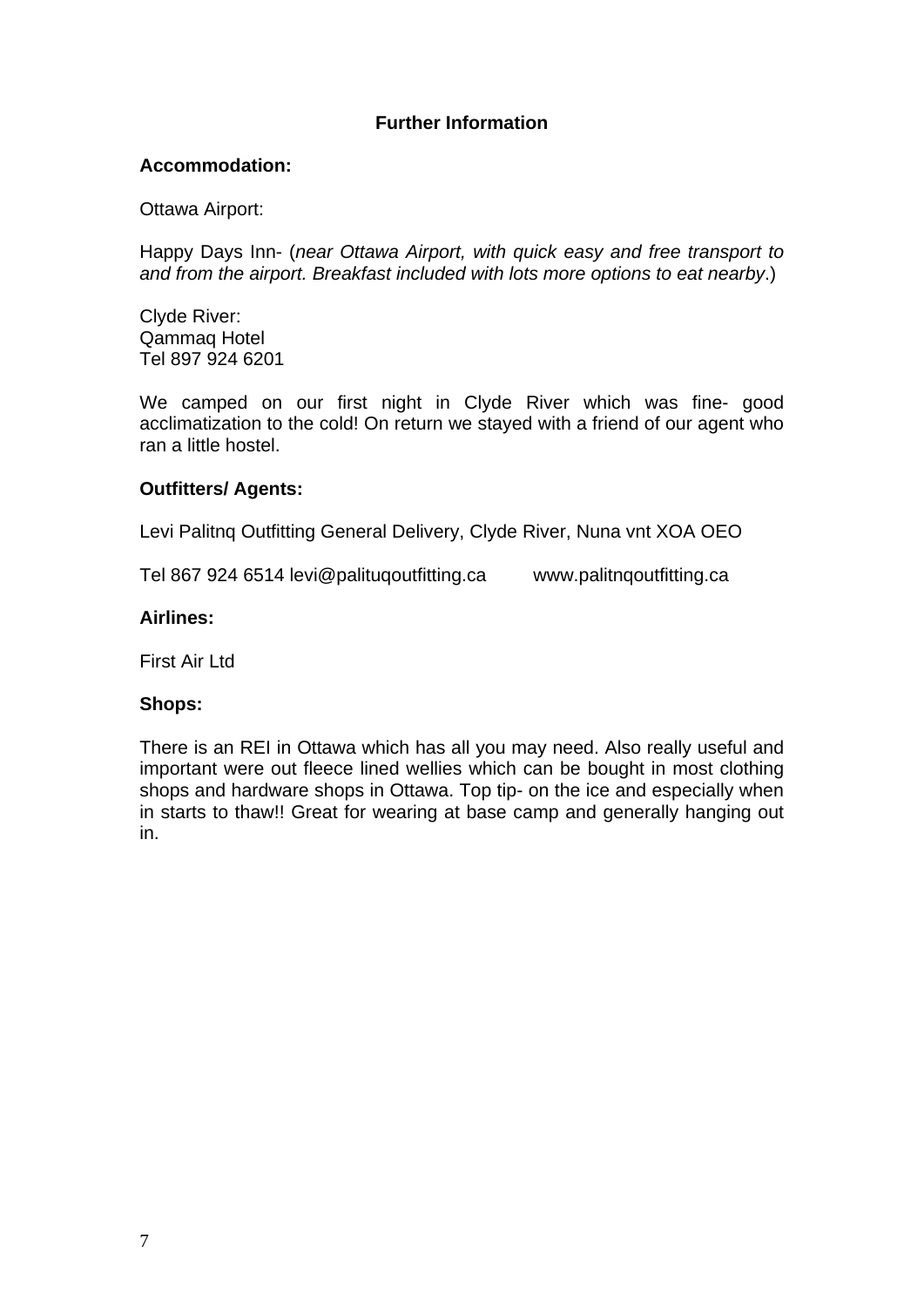## Further Information

### Accommodation:

Ottawa Airport:

Happy Days Inn- (*near Ottawa Airport, with quick easy and free transport to and from the airport. Breakfast included with lots more options to eat nearby*.)

Clyde River:
Qammaq Hotel
Tel 897 924 6201

We camped on our first night in Clyde River which was fine- good acclimatization to the cold! On return we stayed with a friend of our agent who ran a little hostel.

### Outfitters/ Agents:

Levi Palitnq Outfitting General Delivery, Clyde River, Nuna vnt XOA OEO

Tel 867 924 6514 levi@palituqoutfitting.ca www.palitnqoutfitting.ca

### Airlines:

First Air Ltd

### Shops:

There is an REI in Ottawa which has all you may need. Also really useful and important were out fleece lined wellies which can be bought in most clothing shops and hardware shops in Ottawa. Top tip- on the ice and especially when in starts to thaw!! Great for wearing at base camp and generally hanging out in.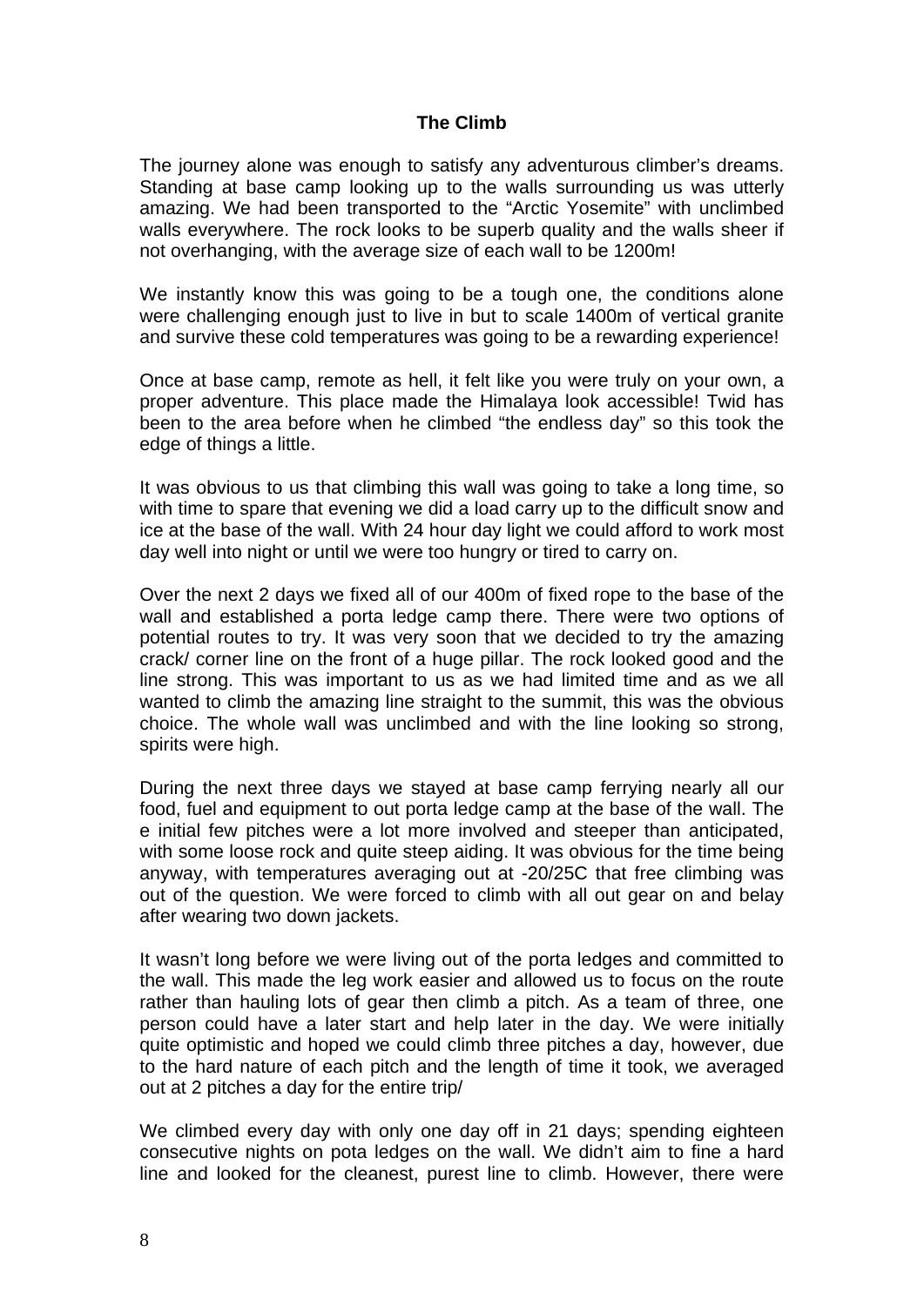**The Climb**

The journey alone was enough to satisfy any adventurous climber's dreams. Standing at base camp looking up to the walls surrounding us was utterly amazing. We had been transported to the "Arctic Yosemite" with unclimbed walls everywhere. The rock looks to be superb quality and the walls sheer if not overhanging, with the average size of each wall to be 1200m!

We instantly know this was going to be a tough one, the conditions alone were challenging enough just to live in but to scale 1400m of vertical granite and survive these cold temperatures was going to be a rewarding experience!

Once at base camp, remote as hell, it felt like you were truly on your own, a proper adventure. This place made the Himalaya look accessible! Twid has been to the area before when he climbed "the endless day" so this took the edge of things a little.

It was obvious to us that climbing this wall was going to take a long time, so with time to spare that evening we did a load carry up to the difficult snow and ice at the base of the wall. With 24 hour day light we could afford to work most day well into night or until we were too hungry or tired to carry on.

Over the next 2 days we fixed all of our 400m of fixed rope to the base of the wall and established a porta ledge camp there. There were two options of potential routes to try. It was very soon that we decided to try the amazing crack/ corner line on the front of a huge pillar. The rock looked good and the line strong. This was important to us as we had limited time and as we all wanted to climb the amazing line straight to the summit, this was the obvious choice. The whole wall was unclimbed and with the line looking so strong, spirits were high.

During the next three days we stayed at base camp ferrying nearly all our food, fuel and equipment to out porta ledge camp at the base of the wall. The e initial few pitches were a lot more involved and steeper than anticipated, with some loose rock and quite steep aiding. It was obvious for the time being anyway, with temperatures averaging out at -20/25C that free climbing was out of the question. We were forced to climb with all out gear on and belay after wearing two down jackets.

It wasn't long before we were living out of the porta ledges and committed to the wall. This made the leg work easier and allowed us to focus on the route rather than hauling lots of gear then climb a pitch. As a team of three, one person could have a later start and help later in the day. We were initially quite optimistic and hoped we could climb three pitches a day, however, due to the hard nature of each pitch and the length of time it took, we averaged out at 2 pitches a day for the entire trip/

We climbed every day with only one day off in 21 days; spending eighteen consecutive nights on pota ledges on the wall. We didn't aim to fine a hard line and looked for the cleanest, purest line to climb. However, there were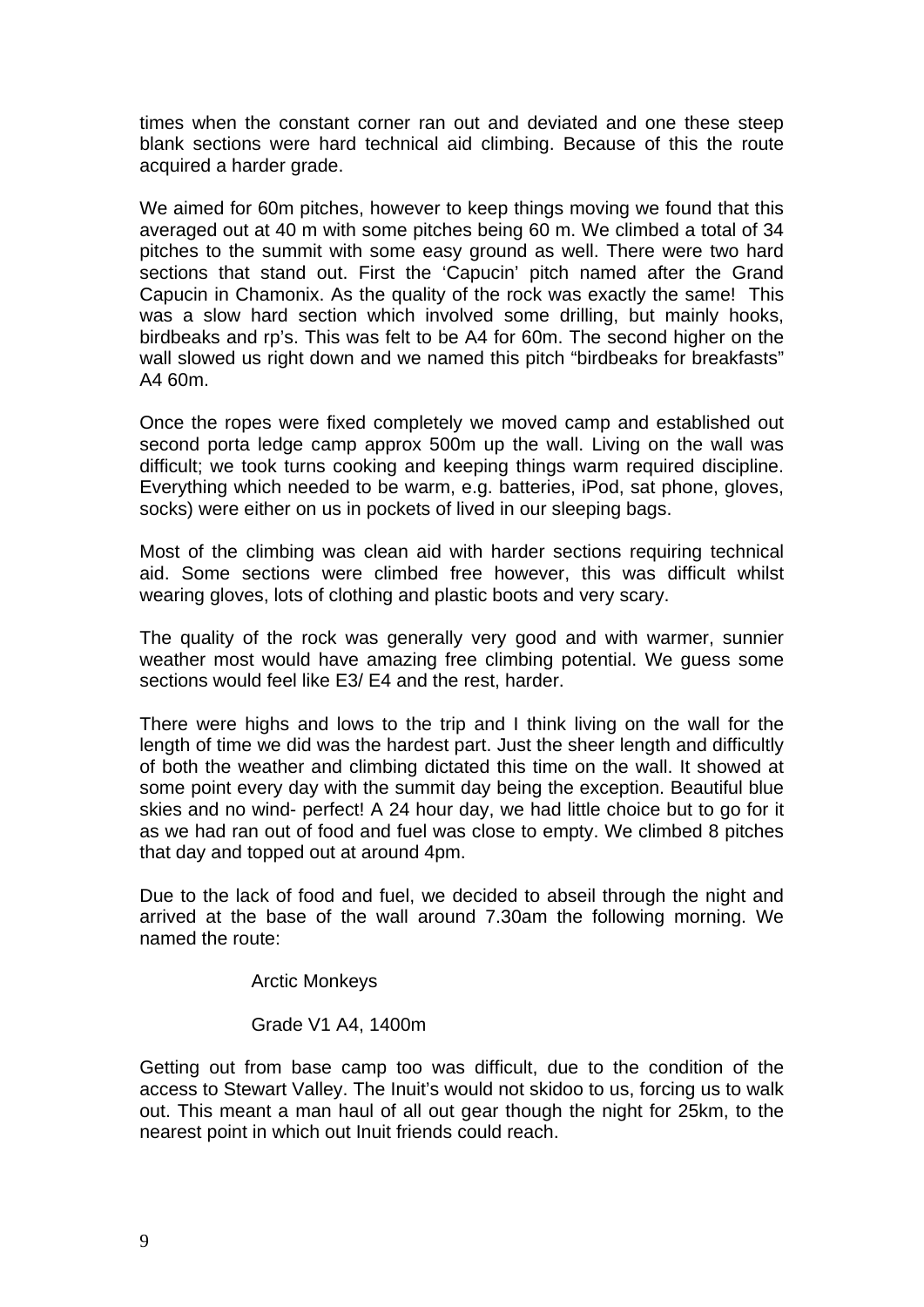times when the constant corner ran out and deviated and one these steep blank sections were hard technical aid climbing. Because of this the route acquired a harder grade.

We aimed for 60m pitches, however to keep things moving we found that this averaged out at 40 m with some pitches being 60 m. We climbed a total of 34 pitches to the summit with some easy ground as well. There were two hard sections that stand out. First the 'Capucin' pitch named after the Grand Capucin in Chamonix. As the quality of the rock was exactly the same! This was a slow hard section which involved some drilling, but mainly hooks, birdbeaks and rp's. This was felt to be A4 for 60m. The second higher on the wall slowed us right down and we named this pitch "birdbeaks for breakfasts" A4 60m.

Once the ropes were fixed completely we moved camp and established out second porta ledge camp approx 500m up the wall. Living on the wall was difficult; we took turns cooking and keeping things warm required discipline. Everything which needed to be warm, e.g. batteries, iPod, sat phone, gloves, socks) were either on us in pockets of lived in our sleeping bags.

Most of the climbing was clean aid with harder sections requiring technical aid. Some sections were climbed free however, this was difficult whilst wearing gloves, lots of clothing and plastic boots and very scary.

The quality of the rock was generally very good and with warmer, sunnier weather most would have amazing free climbing potential. We guess some sections would feel like E3/ E4 and the rest, harder.

There were highs and lows to the trip and I think living on the wall for the length of time we did was the hardest part. Just the sheer length and difficultly of both the weather and climbing dictated this time on the wall. It showed at some point every day with the summit day being the exception. Beautiful blue skies and no wind- perfect! A 24 hour day, we had little choice but to go for it as we had ran out of food and fuel was close to empty. We climbed 8 pitches that day and topped out at around 4pm.

Due to the lack of food and fuel, we decided to abseil through the night and arrived at the base of the wall around 7.30am the following morning. We named the route:

Arctic Monkeys

Grade V1 A4, 1400m

Getting out from base camp too was difficult, due to the condition of the access to Stewart Valley. The Inuit's would not skidoo to us, forcing us to walk out. This meant a man haul of all out gear though the night for 25km, to the nearest point in which out Inuit friends could reach.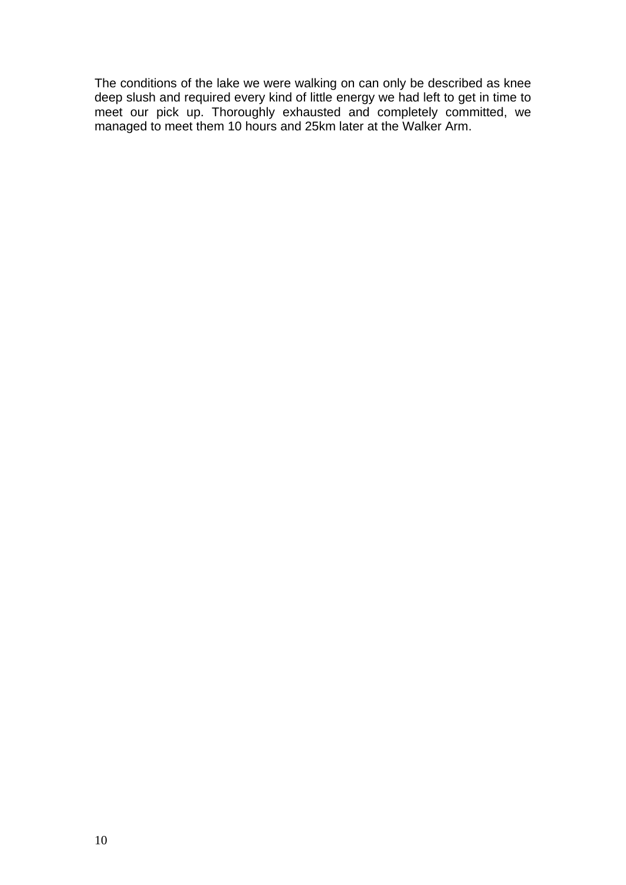The conditions of the lake we were walking on can only be described as knee deep slush and required every kind of little energy we had left to get in time to meet our pick up. Thoroughly exhausted and completely committed, we managed to meet them 10 hours and 25km later at the Walker Arm.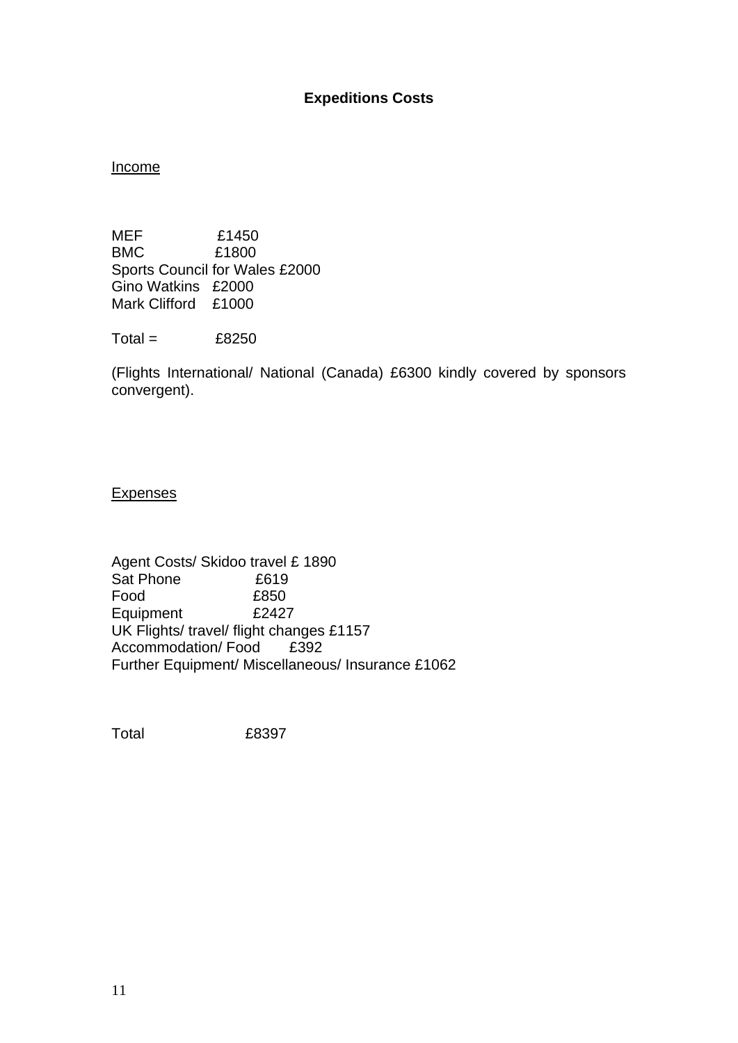## Expeditions Costs

Income

MEF £1450
BMC £1800
Sports Council for Wales £2000
Gino Watkins £2000
Mark Clifford £1000

Total = £8250

(Flights International/ National (Canada) £6300 kindly covered by sponsors convergent).

Expenses

Agent Costs/ Skidoo travel £ 1890
Sat Phone £619
Food £850
Equipment £2427
UK Flights/ travel/ flight changes £1157
Accommodation/ Food £392
Further Equipment/ Miscellaneous/ Insurance £1062

Total £8397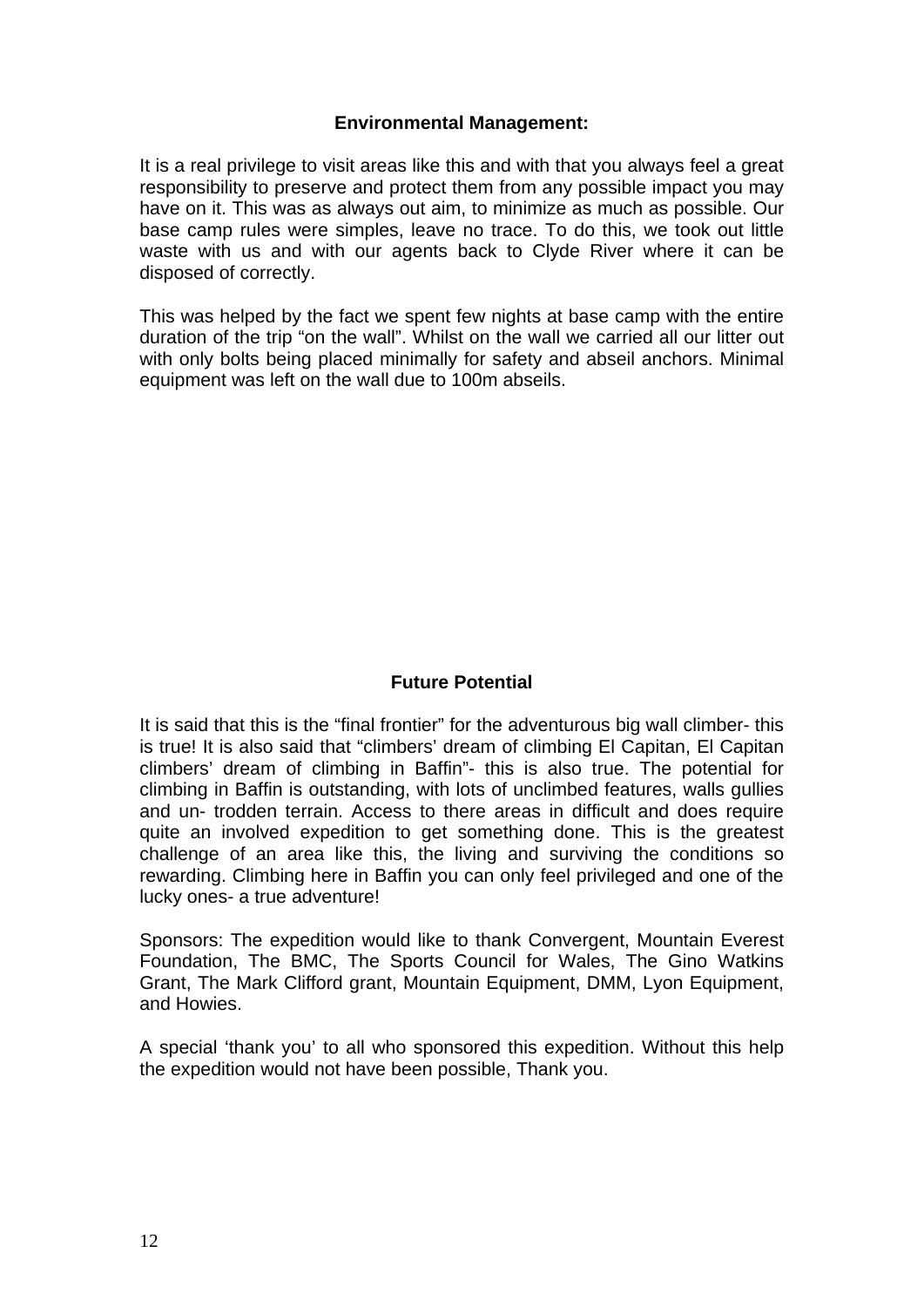## Environmental Management:

It is a real privilege to visit areas like this and with that you always feel a great responsibility to preserve and protect them from any possible impact you may have on it. This was as always out aim, to minimize as much as possible. Our base camp rules were simples, leave no trace. To do this, we took out little waste with us and with our agents back to Clyde River where it can be disposed of correctly.

This was helped by the fact we spent few nights at base camp with the entire duration of the trip "on the wall". Whilst on the wall we carried all our litter out with only bolts being placed minimally for safety and abseil anchors. Minimal equipment was left on the wall due to 100m abseils.

## Future Potential

It is said that this is the "final frontier" for the adventurous big wall climber- this is true! It is also said that "climbers' dream of climbing El Capitan, El Capitan climbers' dream of climbing in Baffin"- this is also true. The potential for climbing in Baffin is outstanding, with lots of unclimbed features, walls gullies and un- trodden terrain. Access to there areas in difficult and does require quite an involved expedition to get something done. This is the greatest challenge of an area like this, the living and surviving the conditions so rewarding. Climbing here in Baffin you can only feel privileged and one of the lucky ones- a true adventure!

Sponsors: The expedition would like to thank Convergent, Mountain Everest Foundation, The BMC, The Sports Council for Wales, The Gino Watkins Grant, The Mark Clifford grant, Mountain Equipment, DMM, Lyon Equipment, and Howies.

A special 'thank you' to all who sponsored this expedition. Without this help the expedition would not have been possible, Thank you.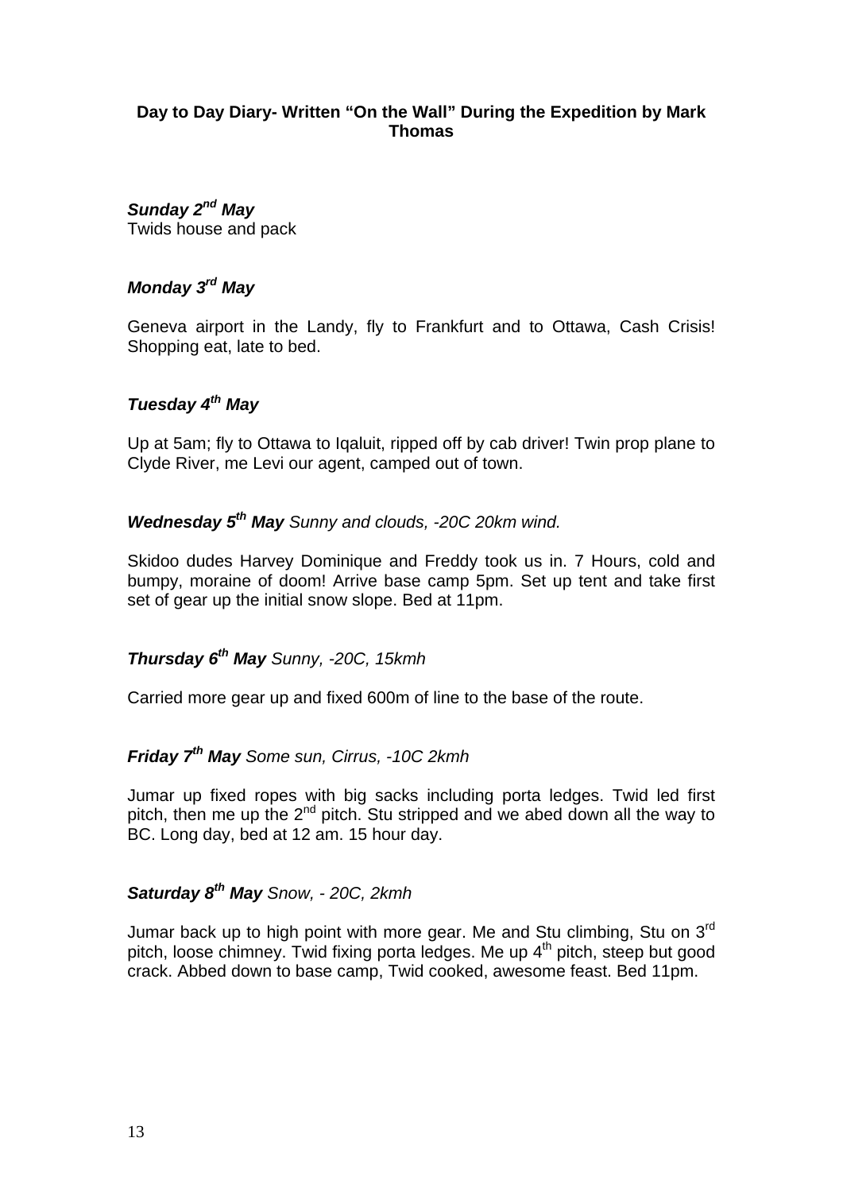**Day to Day Diary- Written "On the Wall" During the Expedition by Mark Thomas**

***Sunday 2nd May***
Twids house and pack

***Monday 3rd May***

Geneva airport in the Landy, fly to Frankfurt and to Ottawa, Cash Crisis! Shopping eat, late to bed.

***Tuesday 4th May***

Up at 5am; fly to Ottawa to Iqaluit, ripped off by cab driver! Twin prop plane to Clyde River, me Levi our agent, camped out of town.

***Wednesday 5th May*** *Sunny and clouds, -20C 20km wind.*

Skidoo dudes Harvey Dominique and Freddy took us in. 7 Hours, cold and bumpy, moraine of doom! Arrive base camp 5pm. Set up tent and take first set of gear up the initial snow slope. Bed at 11pm.

***Thursday 6th May*** *Sunny, -20C, 15kmh*

Carried more gear up and fixed 600m of line to the base of the route.

***Friday 7th May*** *Some sun, Cirrus, -10C 2kmh*

Jumar up fixed ropes with big sacks including porta ledges. Twid led first pitch, then me up the 2nd pitch. Stu stripped and we abed down all the way to BC. Long day, bed at 12 am. 15 hour day.

***Saturday 8th May*** *Snow, - 20C, 2kmh*

Jumar back up to high point with more gear. Me and Stu climbing, Stu on 3rd pitch, loose chimney. Twid fixing porta ledges. Me up 4th pitch, steep but good crack. Abbed down to base camp, Twid cooked, awesome feast. Bed 11pm.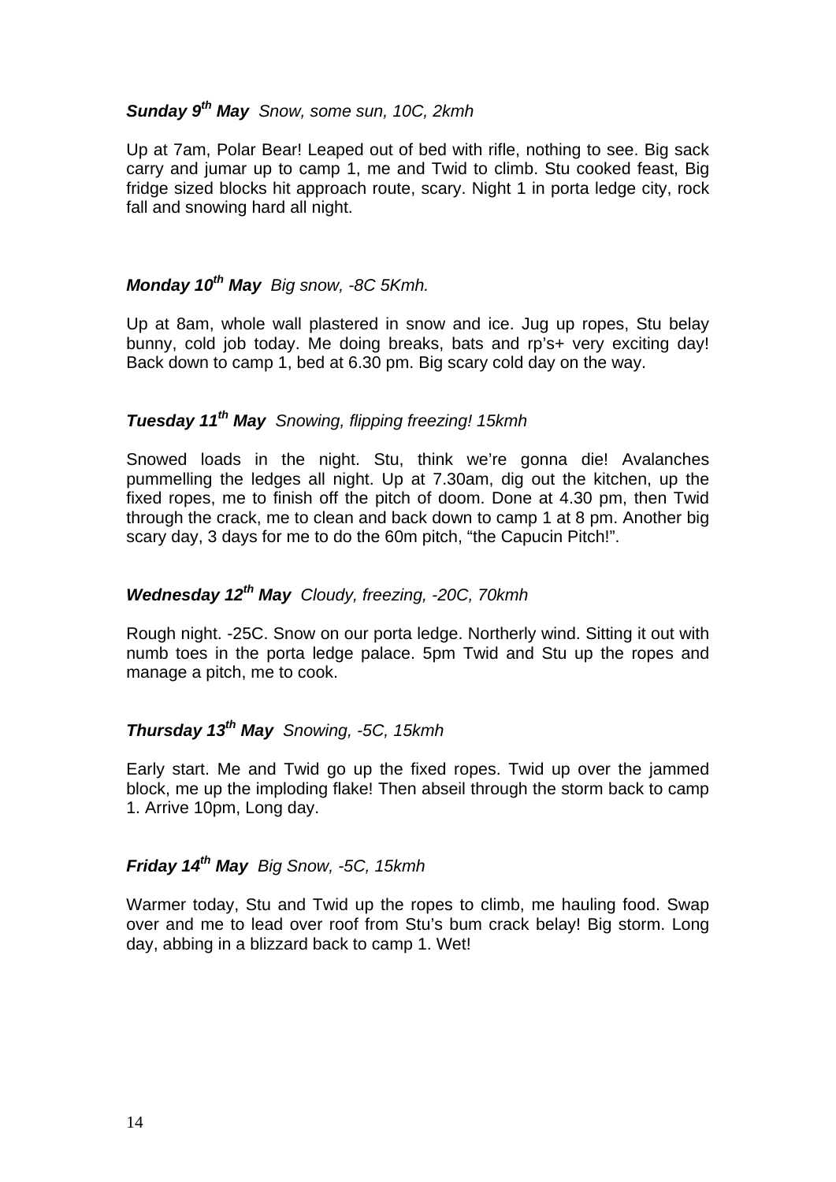***Sunday 9th May*** *Snow, some sun, 10C, 2kmh*

Up at 7am, Polar Bear! Leaped out of bed with rifle, nothing to see. Big sack carry and jumar up to camp 1, me and Twid to climb. Stu cooked feast, Big fridge sized blocks hit approach route, scary. Night 1 in porta ledge city, rock fall and snowing hard all night.

***Monday 10th May*** *Big snow, -8C 5Kmh.*

Up at 8am, whole wall plastered in snow and ice. Jug up ropes, Stu belay bunny, cold job today. Me doing breaks, bats and rp's+ very exciting day! Back down to camp 1, bed at 6.30 pm. Big scary cold day on the way.

***Tuesday 11th May*** *Snowing, flipping freezing! 15kmh*

Snowed loads in the night. Stu, think we're gonna die! Avalanches pummelling the ledges all night. Up at 7.30am, dig out the kitchen, up the fixed ropes, me to finish off the pitch of doom. Done at 4.30 pm, then Twid through the crack, me to clean and back down to camp 1 at 8 pm. Another big scary day, 3 days for me to do the 60m pitch, "the Capucin Pitch!".

***Wednesday 12th May*** *Cloudy, freezing, -20C, 70kmh*

Rough night. -25C. Snow on our porta ledge. Northerly wind. Sitting it out with numb toes in the porta ledge palace. 5pm Twid and Stu up the ropes and manage a pitch, me to cook.

***Thursday 13th May*** *Snowing, -5C, 15kmh*

Early start. Me and Twid go up the fixed ropes. Twid up over the jammed block, me up the imploding flake! Then abseil through the storm back to camp 1. Arrive 10pm, Long day.

***Friday 14th May*** *Big Snow, -5C, 15kmh*

Warmer today, Stu and Twid up the ropes to climb, me hauling food. Swap over and me to lead over roof from Stu's bum crack belay! Big storm. Long day, abbing in a blizzard back to camp 1. Wet!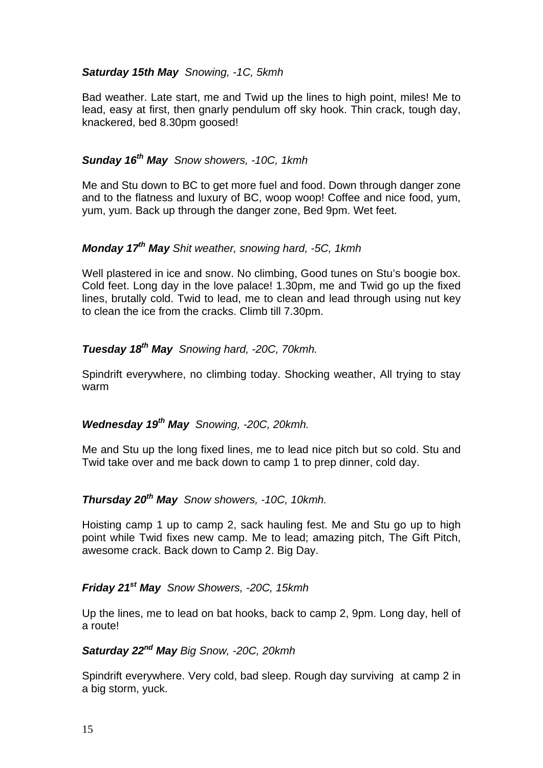***Saturday 15th May*** *Snowing, -1C, 5kmh*

Bad weather. Late start, me and Twid up the lines to high point, miles! Me to lead, easy at first, then gnarly pendulum off sky hook. Thin crack, tough day, knackered, bed 8.30pm goosed!

***Sunday 16th May*** *Snow showers, -10C, 1kmh*

Me and Stu down to BC to get more fuel and food. Down through danger zone and to the flatness and luxury of BC, woop woop! Coffee and nice food, yum, yum, yum. Back up through the danger zone, Bed 9pm. Wet feet.

***Monday 17th May*** *Shit weather, snowing hard, -5C, 1kmh*

Well plastered in ice and snow. No climbing, Good tunes on Stu's boogie box. Cold feet. Long day in the love palace! 1.30pm, me and Twid go up the fixed lines, brutally cold. Twid to lead, me to clean and lead through using nut key to clean the ice from the cracks. Climb till 7.30pm.

***Tuesday 18th May*** *Snowing hard, -20C, 70kmh.*

Spindrift everywhere, no climbing today. Shocking weather, All trying to stay warm

***Wednesday 19th May*** *Snowing, -20C, 20kmh.*

Me and Stu up the long fixed lines, me to lead nice pitch but so cold. Stu and Twid take over and me back down to camp 1 to prep dinner, cold day.

***Thursday 20th May*** *Snow showers, -10C, 10kmh.*

Hoisting camp 1 up to camp 2, sack hauling fest. Me and Stu go up to high point while Twid fixes new camp. Me to lead; amazing pitch, The Gift Pitch, awesome crack. Back down to Camp 2. Big Day.

***Friday 21st May*** *Snow Showers, -20C, 15kmh*

Up the lines, me to lead on bat hooks, back to camp 2, 9pm. Long day, hell of a route!

***Saturday 22nd May*** *Big Snow, -20C, 20kmh*

Spindrift everywhere. Very cold, bad sleep. Rough day surviving at camp 2 in a big storm, yuck.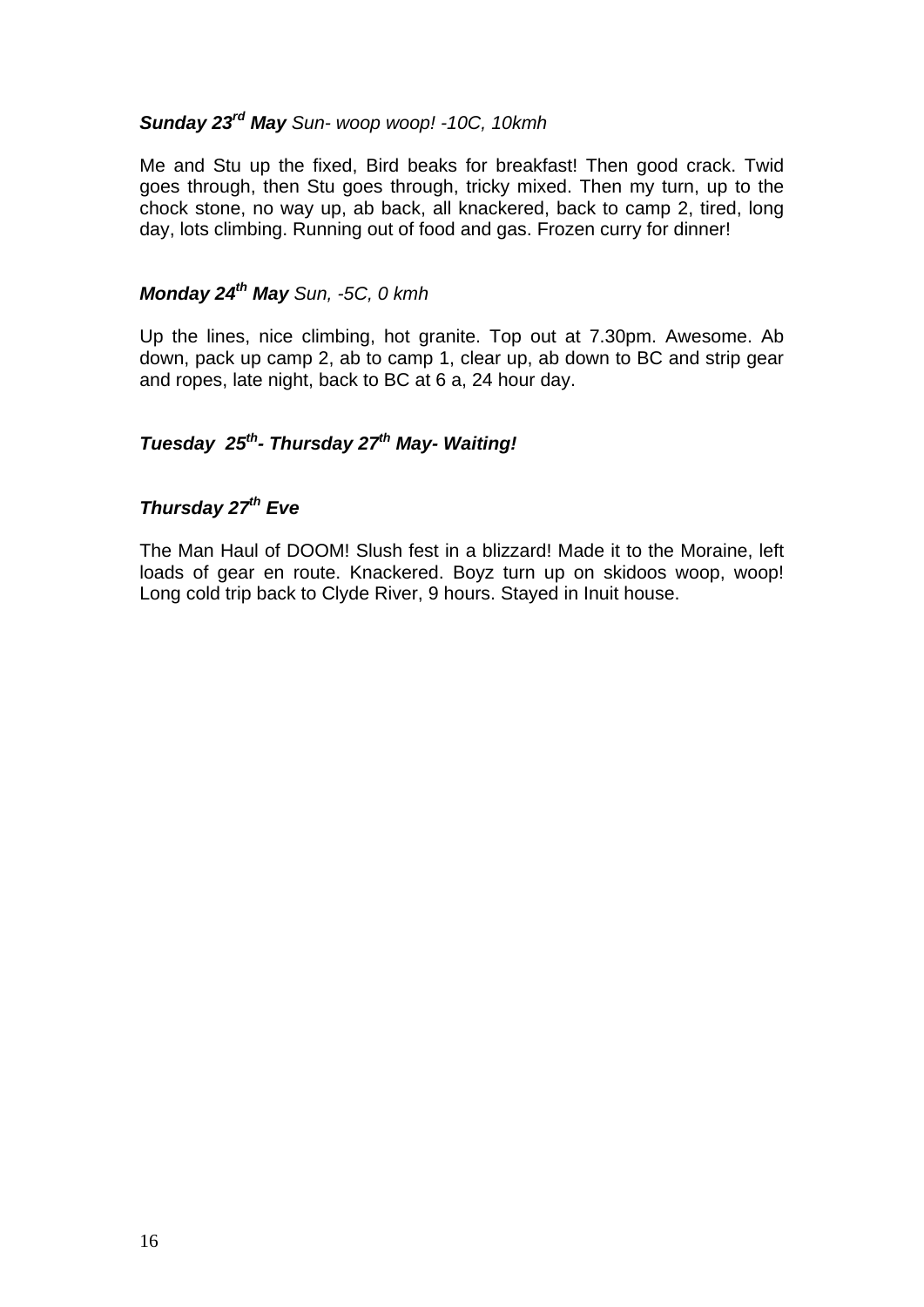***Sunday 23rd May*** *Sun- woop woop! -10C, 10kmh*

Me and Stu up the fixed, Bird beaks for breakfast! Then good crack. Twid goes through, then Stu goes through, tricky mixed. Then my turn, up to the chock stone, no way up, ab back, all knackered, back to camp 2, tired, long day, lots climbing. Running out of food and gas. Frozen curry for dinner!

***Monday 24th May*** *Sun, -5C, 0 kmh*

Up the lines, nice climbing, hot granite. Top out at 7.30pm. Awesome. Ab down, pack up camp 2, ab to camp 1, clear up, ab down to BC and strip gear and ropes, late night, back to BC at 6 a, 24 hour day.

***Tuesday 25th- Thursday 27th May- Waiting!***

***Thursday 27th Eve***

The Man Haul of DOOM! Slush fest in a blizzard! Made it to the Moraine, left loads of gear en route. Knackered. Boyz turn up on skidoos woop, woop! Long cold trip back to Clyde River, 9 hours. Stayed in Inuit house.